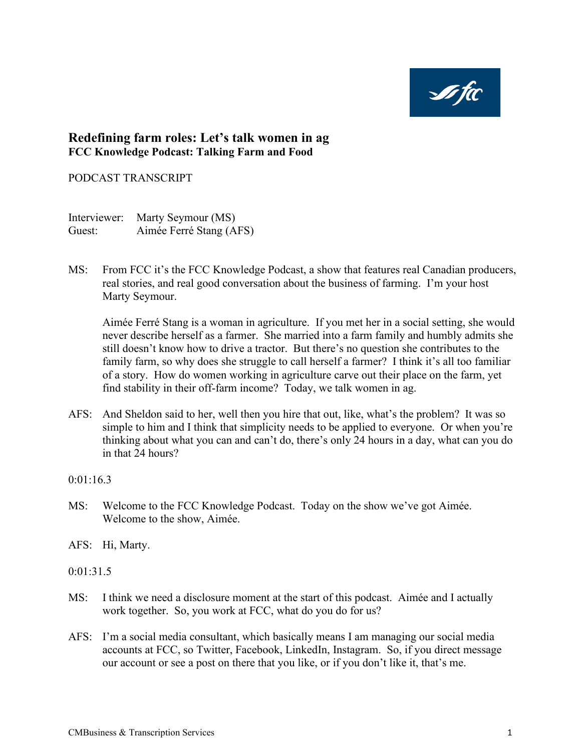# Redefining farm roles: Let's talk women in ag

**FCC Knowledge Podcast: Talking Farm and Food**

PODCAST TRANSCRIPT

Interviewer: Marty Seymour (MS)
Guest: Aimée Ferré Stang (AFS)

MS: From FCC it's the FCC Knowledge Podcast, a show that features real Canadian producers, real stories, and real good conversation about the business of farming. I'm your host Marty Seymour.

Aimée Ferré Stang is a woman in agriculture. If you met her in a social setting, she would never describe herself as a farmer. She married into a farm family and humbly admits she still doesn't know how to drive a tractor. But there's no question she contributes to the family farm, so why does she struggle to call herself a farmer? I think it's all too familiar of a story. How do women working in agriculture carve out their place on the farm, yet find stability in their off-farm income? Today, we talk women in ag.

AFS: And Sheldon said to her, well then you hire that out, like, what's the problem? It was so simple to him and I think that simplicity needs to be applied to everyone. Or when you're thinking about what you can and can't do, there's only 24 hours in a day, what can you do in that 24 hours?

0:01:16.3

MS: Welcome to the FCC Knowledge Podcast. Today on the show we've got Aimée. Welcome to the show, Aimée.

AFS: Hi, Marty.

0:01:31.5

MS: I think we need a disclosure moment at the start of this podcast. Aimée and I actually work together. So, you work at FCC, what do you do for us?

AFS: I'm a social media consultant, which basically means I am managing our social media accounts at FCC, so Twitter, Facebook, LinkedIn, Instagram. So, if you direct message our account or see a post on there that you like, or if you don't like it, that's me.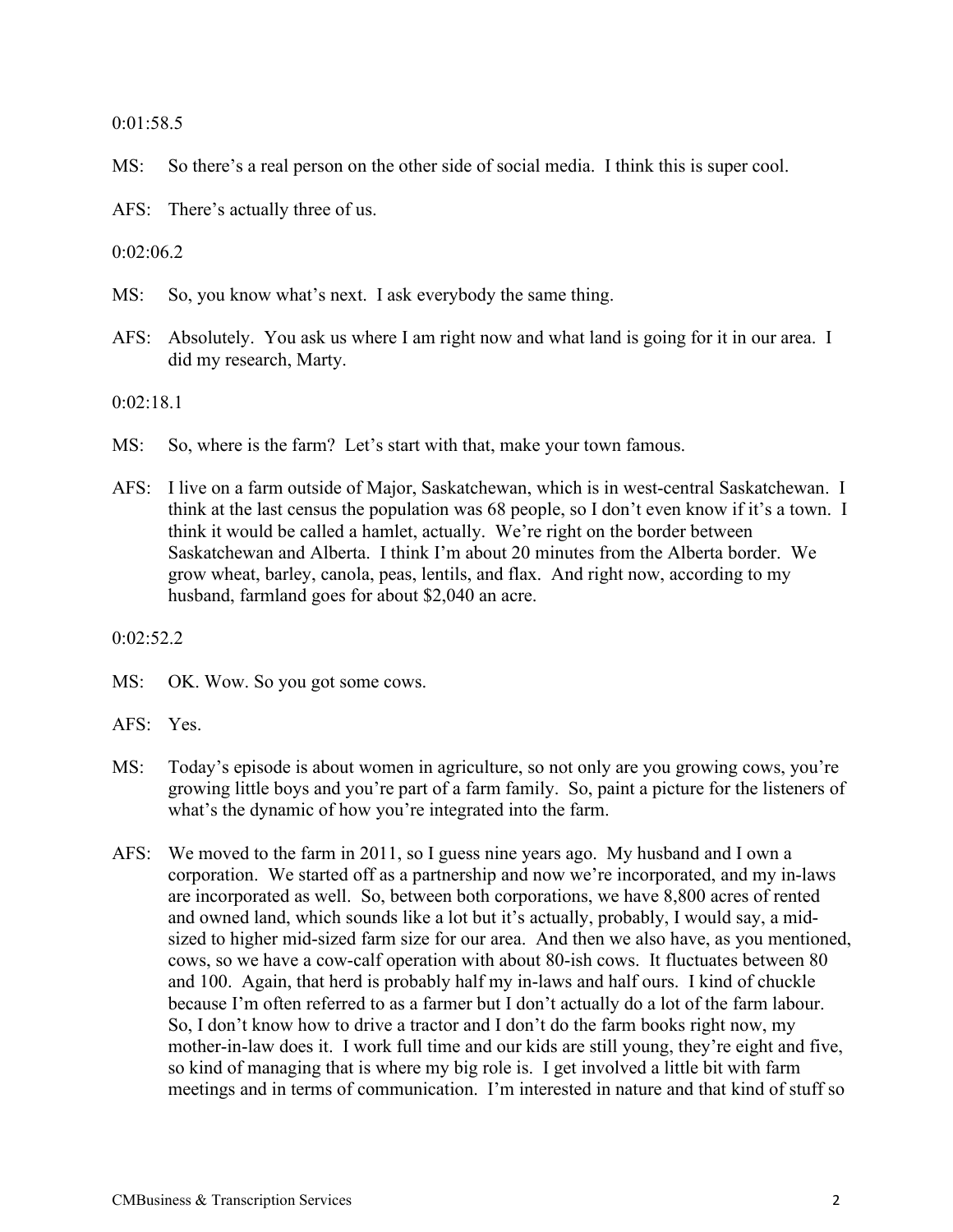0:01:58.5

MS: So there's a real person on the other side of social media. I think this is super cool.

AFS: There's actually three of us.

0:02:06.2

MS: So, you know what's next. I ask everybody the same thing.

AFS: Absolutely. You ask us where I am right now and what land is going for it in our area. I did my research, Marty.

0:02:18.1

MS: So, where is the farm? Let's start with that, make your town famous.

AFS: I live on a farm outside of Major, Saskatchewan, which is in west-central Saskatchewan. I think at the last census the population was 68 people, so I don't even know if it's a town. I think it would be called a hamlet, actually. We're right on the border between Saskatchewan and Alberta. I think I'm about 20 minutes from the Alberta border. We grow wheat, barley, canola, peas, lentils, and flax. And right now, according to my husband, farmland goes for about $2,040 an acre.

0:02:52.2

MS: OK. Wow. So you got some cows.

AFS: Yes.

MS: Today's episode is about women in agriculture, so not only are you growing cows, you're growing little boys and you're part of a farm family. So, paint a picture for the listeners of what's the dynamic of how you're integrated into the farm.

AFS: We moved to the farm in 2011, so I guess nine years ago. My husband and I own a corporation. We started off as a partnership and now we're incorporated, and my in-laws are incorporated as well. So, between both corporations, we have 8,800 acres of rented and owned land, which sounds like a lot but it's actually, probably, I would say, a mid-sized to higher mid-sized farm size for our area. And then we also have, as you mentioned, cows, so we have a cow-calf operation with about 80-ish cows. It fluctuates between 80 and 100. Again, that herd is probably half my in-laws and half ours. I kind of chuckle because I'm often referred to as a farmer but I don't actually do a lot of the farm labour. So, I don't know how to drive a tractor and I don't do the farm books right now, my mother-in-law does it. I work full time and our kids are still young, they're eight and five, so kind of managing that is where my big role is. I get involved a little bit with farm meetings and in terms of communication. I'm interested in nature and that kind of stuff so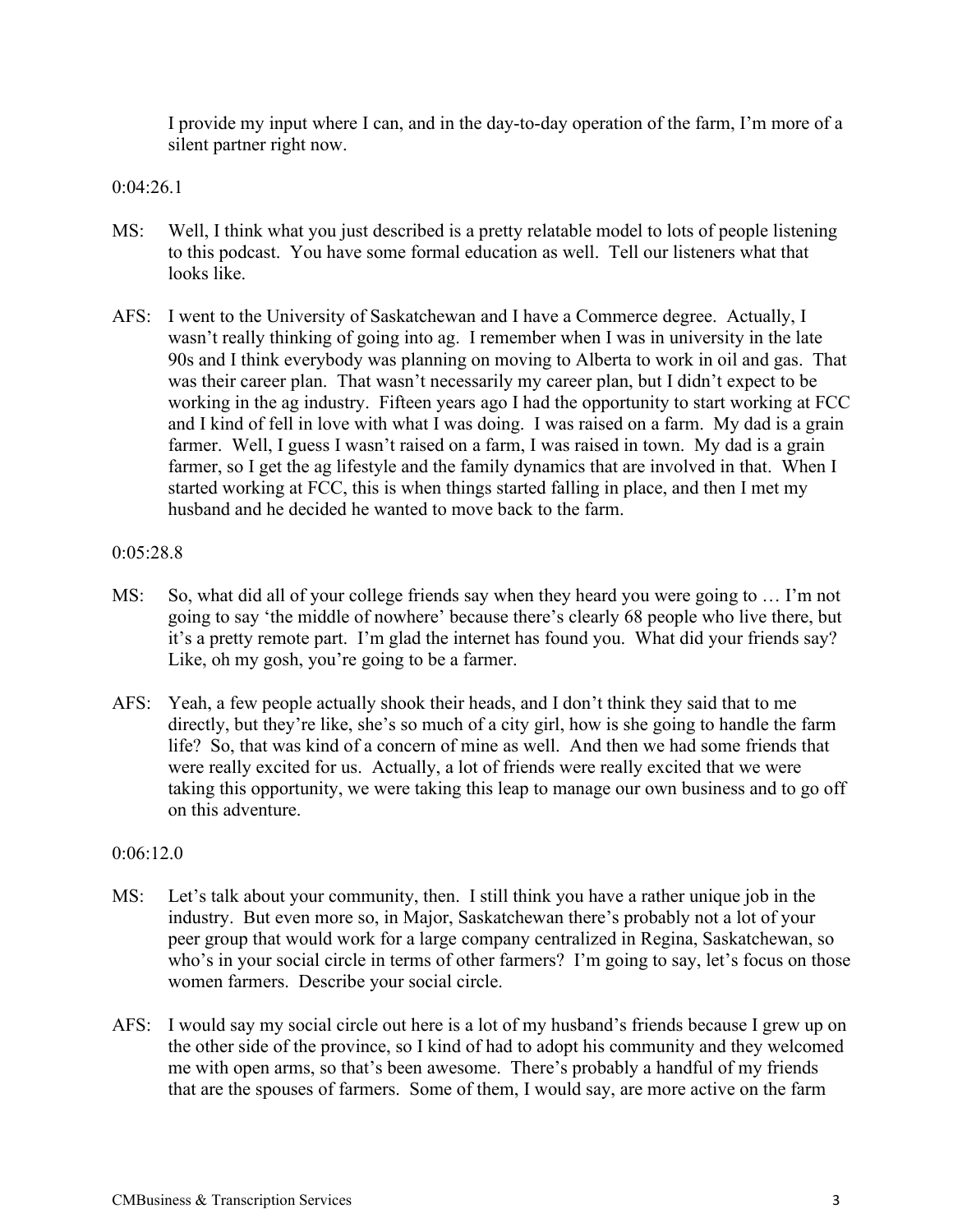I provide my input where I can, and in the day-to-day operation of the farm, I'm more of a silent partner right now.

0:04:26.1

MS: Well, I think what you just described is a pretty relatable model to lots of people listening to this podcast. You have some formal education as well. Tell our listeners what that looks like.

AFS: I went to the University of Saskatchewan and I have a Commerce degree. Actually, I wasn't really thinking of going into ag. I remember when I was in university in the late 90s and I think everybody was planning on moving to Alberta to work in oil and gas. That was their career plan. That wasn't necessarily my career plan, but I didn't expect to be working in the ag industry. Fifteen years ago I had the opportunity to start working at FCC and I kind of fell in love with what I was doing. I was raised on a farm. My dad is a grain farmer. Well, I guess I wasn't raised on a farm, I was raised in town. My dad is a grain farmer, so I get the ag lifestyle and the family dynamics that are involved in that. When I started working at FCC, this is when things started falling in place, and then I met my husband and he decided he wanted to move back to the farm.

0:05:28.8

MS: So, what did all of your college friends say when they heard you were going to … I'm not going to say 'the middle of nowhere' because there's clearly 68 people who live there, but it's a pretty remote part. I'm glad the internet has found you. What did your friends say? Like, oh my gosh, you're going to be a farmer.

AFS: Yeah, a few people actually shook their heads, and I don't think they said that to me directly, but they're like, she's so much of a city girl, how is she going to handle the farm life? So, that was kind of a concern of mine as well. And then we had some friends that were really excited for us. Actually, a lot of friends were really excited that we were taking this opportunity, we were taking this leap to manage our own business and to go off on this adventure.

0:06:12.0

MS: Let's talk about your community, then. I still think you have a rather unique job in the industry. But even more so, in Major, Saskatchewan there's probably not a lot of your peer group that would work for a large company centralized in Regina, Saskatchewan, so who's in your social circle in terms of other farmers? I'm going to say, let's focus on those women farmers. Describe your social circle.

AFS: I would say my social circle out here is a lot of my husband's friends because I grew up on the other side of the province, so I kind of had to adopt his community and they welcomed me with open arms, so that's been awesome. There's probably a handful of my friends that are the spouses of farmers. Some of them, I would say, are more active on the farm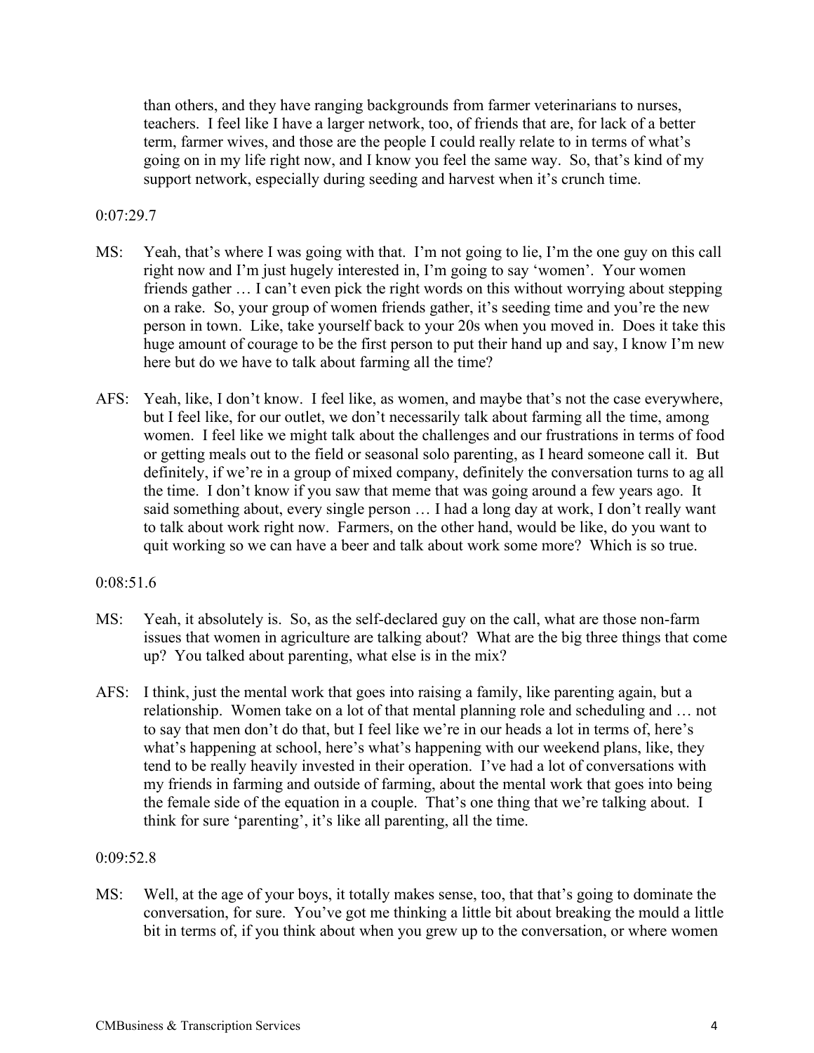than others, and they have ranging backgrounds from farmer veterinarians to nurses, teachers. I feel like I have a larger network, too, of friends that are, for lack of a better term, farmer wives, and those are the people I could really relate to in terms of what's going on in my life right now, and I know you feel the same way. So, that's kind of my support network, especially during seeding and harvest when it's crunch time.

0:07:29.7

MS: Yeah, that's where I was going with that. I'm not going to lie, I'm the one guy on this call right now and I'm just hugely interested in, I'm going to say 'women'. Your women friends gather … I can't even pick the right words on this without worrying about stepping on a rake. So, your group of women friends gather, it's seeding time and you're the new person in town. Like, take yourself back to your 20s when you moved in. Does it take this huge amount of courage to be the first person to put their hand up and say, I know I'm new here but do we have to talk about farming all the time?

AFS: Yeah, like, I don't know. I feel like, as women, and maybe that's not the case everywhere, but I feel like, for our outlet, we don't necessarily talk about farming all the time, among women. I feel like we might talk about the challenges and our frustrations in terms of food or getting meals out to the field or seasonal solo parenting, as I heard someone call it. But definitely, if we're in a group of mixed company, definitely the conversation turns to ag all the time. I don't know if you saw that meme that was going around a few years ago. It said something about, every single person … I had a long day at work, I don't really want to talk about work right now. Farmers, on the other hand, would be like, do you want to quit working so we can have a beer and talk about work some more? Which is so true.

0:08:51.6

MS: Yeah, it absolutely is. So, as the self-declared guy on the call, what are those non-farm issues that women in agriculture are talking about? What are the big three things that come up? You talked about parenting, what else is in the mix?

AFS: I think, just the mental work that goes into raising a family, like parenting again, but a relationship. Women take on a lot of that mental planning role and scheduling and … not to say that men don't do that, but I feel like we're in our heads a lot in terms of, here's what's happening at school, here's what's happening with our weekend plans, like, they tend to be really heavily invested in their operation. I've had a lot of conversations with my friends in farming and outside of farming, about the mental work that goes into being the female side of the equation in a couple. That's one thing that we're talking about. I think for sure 'parenting', it's like all parenting, all the time.

0:09:52.8

MS: Well, at the age of your boys, it totally makes sense, too, that that's going to dominate the conversation, for sure. You've got me thinking a little bit about breaking the mould a little bit in terms of, if you think about when you grew up to the conversation, or where women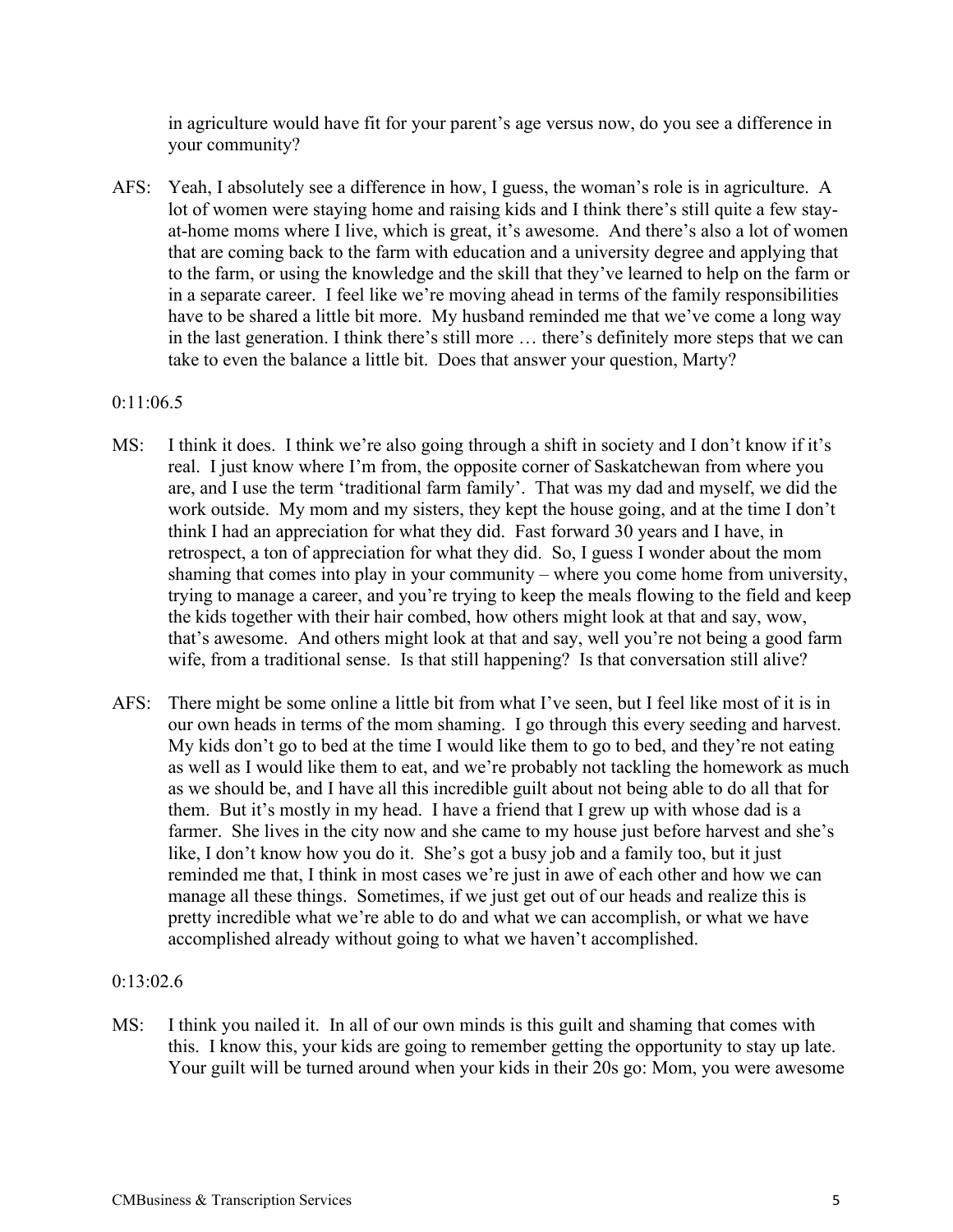in agriculture would have fit for your parent's age versus now, do you see a difference in your community?

AFS: Yeah, I absolutely see a difference in how, I guess, the woman's role is in agriculture. A lot of women were staying home and raising kids and I think there's still quite a few stay-at-home moms where I live, which is great, it's awesome. And there's also a lot of women that are coming back to the farm with education and a university degree and applying that to the farm, or using the knowledge and the skill that they've learned to help on the farm or in a separate career. I feel like we're moving ahead in terms of the family responsibilities have to be shared a little bit more. My husband reminded me that we've come a long way in the last generation. I think there's still more … there's definitely more steps that we can take to even the balance a little bit. Does that answer your question, Marty?

0:11:06.5

MS: I think it does. I think we're also going through a shift in society and I don't know if it's real. I just know where I'm from, the opposite corner of Saskatchewan from where you are, and I use the term 'traditional farm family'. That was my dad and myself, we did the work outside. My mom and my sisters, they kept the house going, and at the time I don't think I had an appreciation for what they did. Fast forward 30 years and I have, in retrospect, a ton of appreciation for what they did. So, I guess I wonder about the mom shaming that comes into play in your community – where you come home from university, trying to manage a career, and you're trying to keep the meals flowing to the field and keep the kids together with their hair combed, how others might look at that and say, wow, that's awesome. And others might look at that and say, well you're not being a good farm wife, from a traditional sense. Is that still happening? Is that conversation still alive?

AFS: There might be some online a little bit from what I've seen, but I feel like most of it is in our own heads in terms of the mom shaming. I go through this every seeding and harvest. My kids don't go to bed at the time I would like them to go to bed, and they're not eating as well as I would like them to eat, and we're probably not tackling the homework as much as we should be, and I have all this incredible guilt about not being able to do all that for them. But it's mostly in my head. I have a friend that I grew up with whose dad is a farmer. She lives in the city now and she came to my house just before harvest and she's like, I don't know how you do it. She's got a busy job and a family too, but it just reminded me that, I think in most cases we're just in awe of each other and how we can manage all these things. Sometimes, if we just get out of our heads and realize this is pretty incredible what we're able to do and what we can accomplish, or what we have accomplished already without going to what we haven't accomplished.

0:13:02.6

MS: I think you nailed it. In all of our own minds is this guilt and shaming that comes with this. I know this, your kids are going to remember getting the opportunity to stay up late. Your guilt will be turned around when your kids in their 20s go: Mom, you were awesome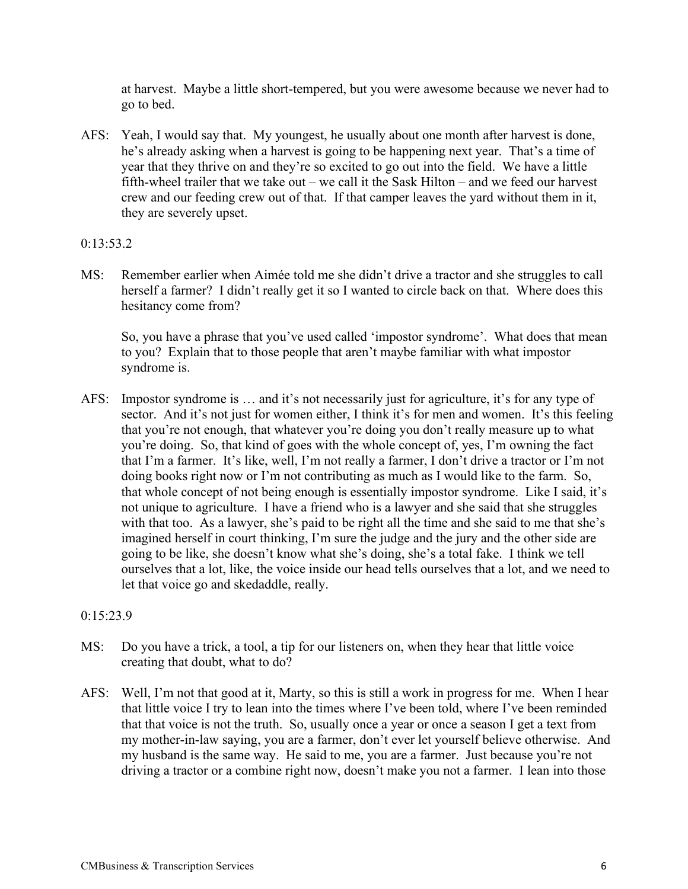at harvest. Maybe a little short-tempered, but you were awesome because we never had to go to bed.

AFS: Yeah, I would say that. My youngest, he usually about one month after harvest is done, he's already asking when a harvest is going to be happening next year. That's a time of year that they thrive on and they're so excited to go out into the field. We have a little fifth-wheel trailer that we take out – we call it the Sask Hilton – and we feed our harvest crew and our feeding crew out of that. If that camper leaves the yard without them in it, they are severely upset.

0:13:53.2

MS: Remember earlier when Aimée told me she didn't drive a tractor and she struggles to call herself a farmer? I didn't really get it so I wanted to circle back on that. Where does this hesitancy come from?

So, you have a phrase that you've used called 'impostor syndrome'. What does that mean to you? Explain that to those people that aren't maybe familiar with what impostor syndrome is.

AFS: Impostor syndrome is … and it's not necessarily just for agriculture, it's for any type of sector. And it's not just for women either, I think it's for men and women. It's this feeling that you're not enough, that whatever you're doing you don't really measure up to what you're doing. So, that kind of goes with the whole concept of, yes, I'm owning the fact that I'm a farmer. It's like, well, I'm not really a farmer, I don't drive a tractor or I'm not doing books right now or I'm not contributing as much as I would like to the farm. So, that whole concept of not being enough is essentially impostor syndrome. Like I said, it's not unique to agriculture. I have a friend who is a lawyer and she said that she struggles with that too. As a lawyer, she's paid to be right all the time and she said to me that she's imagined herself in court thinking, I'm sure the judge and the jury and the other side are going to be like, she doesn't know what she's doing, she's a total fake. I think we tell ourselves that a lot, like, the voice inside our head tells ourselves that a lot, and we need to let that voice go and skedaddle, really.

0:15:23.9

MS: Do you have a trick, a tool, a tip for our listeners on, when they hear that little voice creating that doubt, what to do?

AFS: Well, I'm not that good at it, Marty, so this is still a work in progress for me. When I hear that little voice I try to lean into the times where I've been told, where I've been reminded that that voice is not the truth. So, usually once a year or once a season I get a text from my mother-in-law saying, you are a farmer, don't ever let yourself believe otherwise. And my husband is the same way. He said to me, you are a farmer. Just because you're not driving a tractor or a combine right now, doesn't make you not a farmer. I lean into those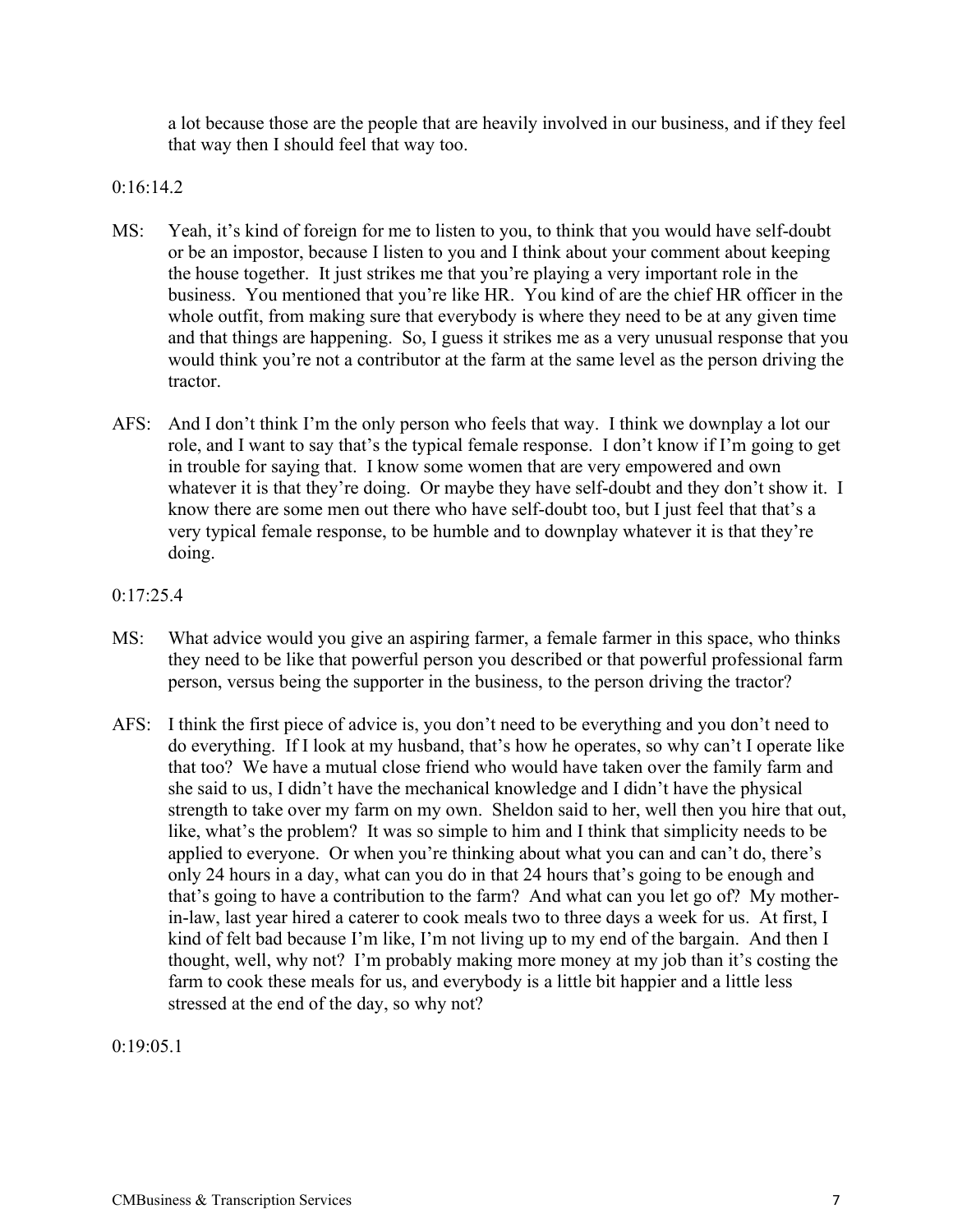a lot because those are the people that are heavily involved in our business, and if they feel that way then I should feel that way too.

0:16:14.2

MS: Yeah, it's kind of foreign for me to listen to you, to think that you would have self-doubt or be an impostor, because I listen to you and I think about your comment about keeping the house together. It just strikes me that you're playing a very important role in the business. You mentioned that you're like HR. You kind of are the chief HR officer in the whole outfit, from making sure that everybody is where they need to be at any given time and that things are happening. So, I guess it strikes me as a very unusual response that you would think you're not a contributor at the farm at the same level as the person driving the tractor.

AFS: And I don't think I'm the only person who feels that way. I think we downplay a lot our role, and I want to say that's the typical female response. I don't know if I'm going to get in trouble for saying that. I know some women that are very empowered and own whatever it is that they're doing. Or maybe they have self-doubt and they don't show it. I know there are some men out there who have self-doubt too, but I just feel that that's a very typical female response, to be humble and to downplay whatever it is that they're doing.

0:17:25.4

MS: What advice would you give an aspiring farmer, a female farmer in this space, who thinks they need to be like that powerful person you described or that powerful professional farm person, versus being the supporter in the business, to the person driving the tractor?

AFS: I think the first piece of advice is, you don't need to be everything and you don't need to do everything. If I look at my husband, that's how he operates, so why can't I operate like that too? We have a mutual close friend who would have taken over the family farm and she said to us, I didn't have the mechanical knowledge and I didn't have the physical strength to take over my farm on my own. Sheldon said to her, well then you hire that out, like, what's the problem? It was so simple to him and I think that simplicity needs to be applied to everyone. Or when you're thinking about what you can and can't do, there's only 24 hours in a day, what can you do in that 24 hours that's going to be enough and that's going to have a contribution to the farm? And what can you let go of? My mother-in-law, last year hired a caterer to cook meals two to three days a week for us. At first, I kind of felt bad because I'm like, I'm not living up to my end of the bargain. And then I thought, well, why not? I'm probably making more money at my job than it's costing the farm to cook these meals for us, and everybody is a little bit happier and a little less stressed at the end of the day, so why not?

0:19:05.1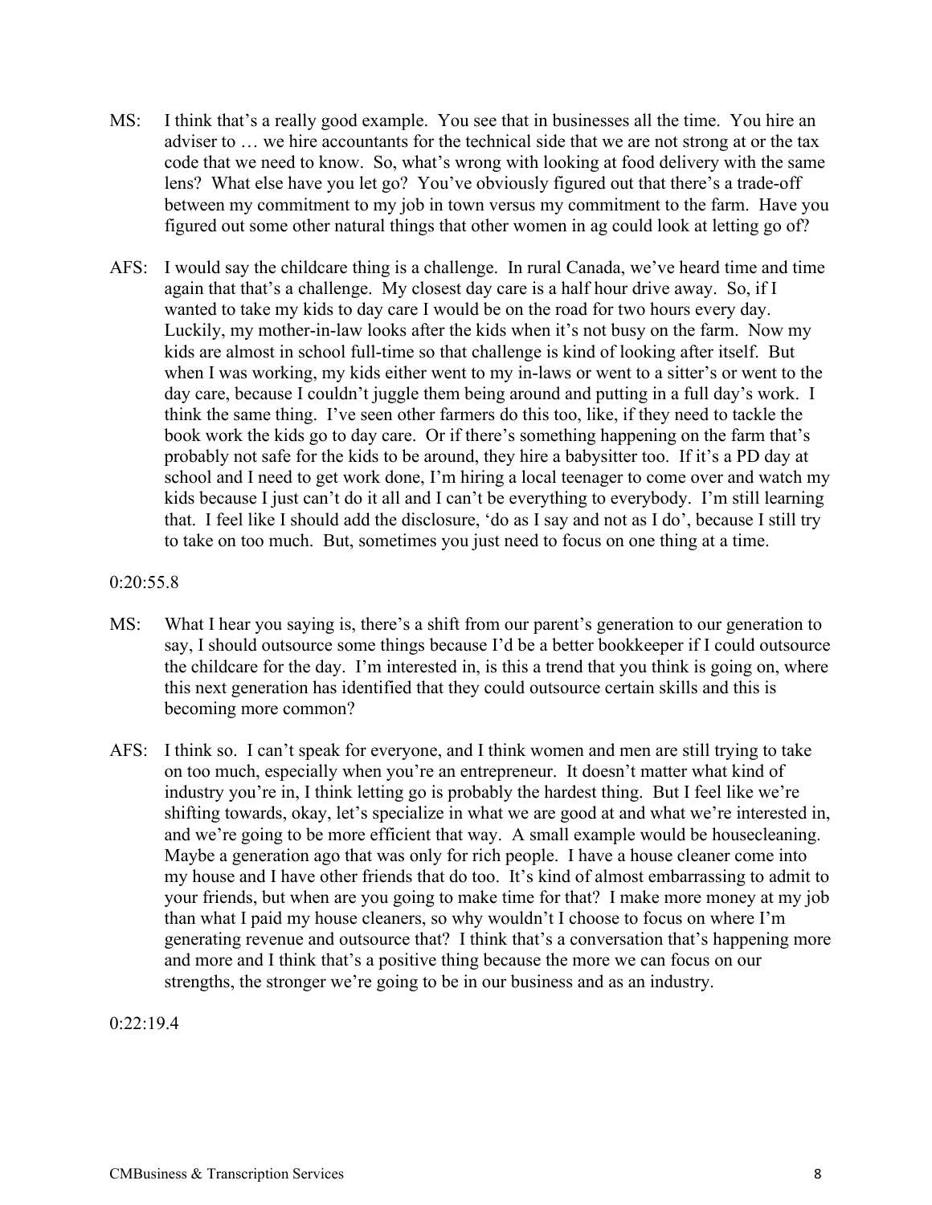MS: I think that's a really good example. You see that in businesses all the time. You hire an adviser to … we hire accountants for the technical side that we are not strong at or the tax code that we need to know. So, what's wrong with looking at food delivery with the same lens? What else have you let go? You've obviously figured out that there's a trade-off between my commitment to my job in town versus my commitment to the farm. Have you figured out some other natural things that other women in ag could look at letting go of?

AFS: I would say the childcare thing is a challenge. In rural Canada, we've heard time and time again that that's a challenge. My closest day care is a half hour drive away. So, if I wanted to take my kids to day care I would be on the road for two hours every day. Luckily, my mother-in-law looks after the kids when it's not busy on the farm. Now my kids are almost in school full-time so that challenge is kind of looking after itself. But when I was working, my kids either went to my in-laws or went to a sitter's or went to the day care, because I couldn't juggle them being around and putting in a full day's work. I think the same thing. I've seen other farmers do this too, like, if they need to tackle the book work the kids go to day care. Or if there's something happening on the farm that's probably not safe for the kids to be around, they hire a babysitter too. If it's a PD day at school and I need to get work done, I'm hiring a local teenager to come over and watch my kids because I just can't do it all and I can't be everything to everybody. I'm still learning that. I feel like I should add the disclosure, 'do as I say and not as I do', because I still try to take on too much. But, sometimes you just need to focus on one thing at a time.

0:20:55.8

MS: What I hear you saying is, there's a shift from our parent's generation to our generation to say, I should outsource some things because I'd be a better bookkeeper if I could outsource the childcare for the day. I'm interested in, is this a trend that you think is going on, where this next generation has identified that they could outsource certain skills and this is becoming more common?

AFS: I think so. I can't speak for everyone, and I think women and men are still trying to take on too much, especially when you're an entrepreneur. It doesn't matter what kind of industry you're in, I think letting go is probably the hardest thing. But I feel like we're shifting towards, okay, let's specialize in what we are good at and what we're interested in, and we're going to be more efficient that way. A small example would be housecleaning. Maybe a generation ago that was only for rich people. I have a house cleaner come into my house and I have other friends that do too. It's kind of almost embarrassing to admit to your friends, but when are you going to make time for that? I make more money at my job than what I paid my house cleaners, so why wouldn't I choose to focus on where I'm generating revenue and outsource that? I think that's a conversation that's happening more and more and I think that's a positive thing because the more we can focus on our strengths, the stronger we're going to be in our business and as an industry.

0:22:19.4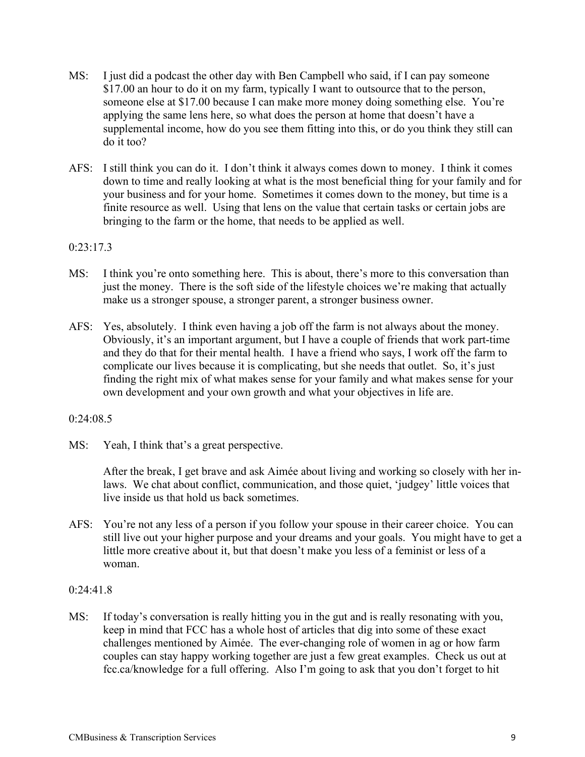MS: I just did a podcast the other day with Ben Campbell who said, if I can pay someone $17.00 an hour to do it on my farm, typically I want to outsource that to the person, someone else at $17.00 because I can make more money doing something else. You're applying the same lens here, so what does the person at home that doesn't have a supplemental income, how do you see them fitting into this, or do you think they still can do it too?

AFS: I still think you can do it. I don't think it always comes down to money. I think it comes down to time and really looking at what is the most beneficial thing for your family and for your business and for your home. Sometimes it comes down to the money, but time is a finite resource as well. Using that lens on the value that certain tasks or certain jobs are bringing to the farm or the home, that needs to be applied as well.

0:23:17.3

MS: I think you're onto something here. This is about, there's more to this conversation than just the money. There is the soft side of the lifestyle choices we're making that actually make us a stronger spouse, a stronger parent, a stronger business owner.

AFS: Yes, absolutely. I think even having a job off the farm is not always about the money. Obviously, it's an important argument, but I have a couple of friends that work part-time and they do that for their mental health. I have a friend who says, I work off the farm to complicate our lives because it is complicating, but she needs that outlet. So, it's just finding the right mix of what makes sense for your family and what makes sense for your own development and your own growth and what your objectives in life are.

0:24:08.5

MS: Yeah, I think that's a great perspective.

After the break, I get brave and ask Aimée about living and working so closely with her in-laws. We chat about conflict, communication, and those quiet, 'judgey' little voices that live inside us that hold us back sometimes.

AFS: You're not any less of a person if you follow your spouse in their career choice. You can still live out your higher purpose and your dreams and your goals. You might have to get a little more creative about it, but that doesn't make you less of a feminist or less of a woman.

0:24:41.8

MS: If today's conversation is really hitting you in the gut and is really resonating with you, keep in mind that FCC has a whole host of articles that dig into some of these exact challenges mentioned by Aimée. The ever-changing role of women in ag or how farm couples can stay happy working together are just a few great examples. Check us out at fcc.ca/knowledge for a full offering. Also I'm going to ask that you don't forget to hit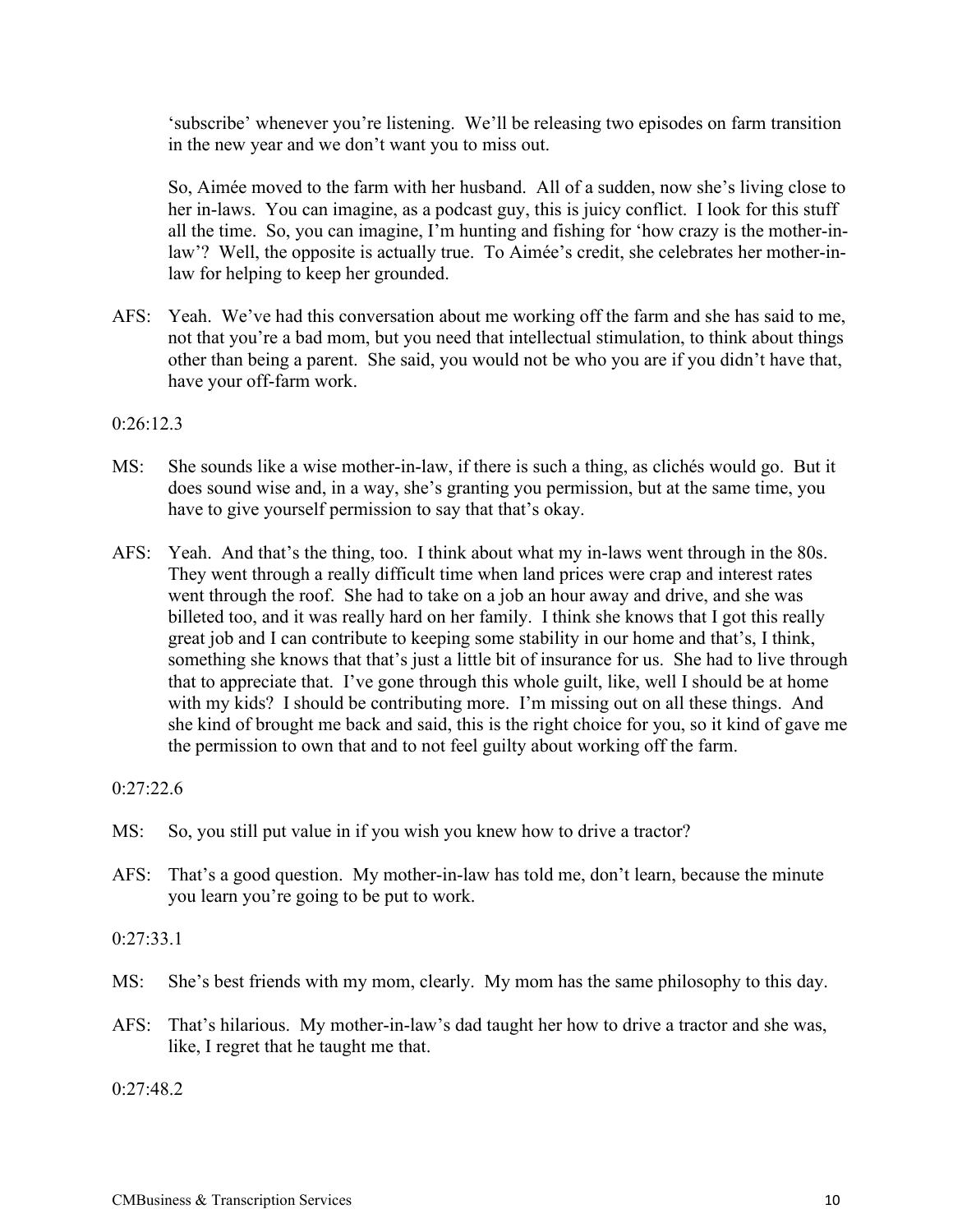'subscribe' whenever you're listening. We'll be releasing two episodes on farm transition in the new year and we don't want you to miss out.

So, Aimée moved to the farm with her husband. All of a sudden, now she's living close to her in-laws. You can imagine, as a podcast guy, this is juicy conflict. I look for this stuff all the time. So, you can imagine, I'm hunting and fishing for 'how crazy is the mother-in-law'? Well, the opposite is actually true. To Aimée's credit, she celebrates her mother-in-law for helping to keep her grounded.

AFS: Yeah. We've had this conversation about me working off the farm and she has said to me, not that you're a bad mom, but you need that intellectual stimulation, to think about things other than being a parent. She said, you would not be who you are if you didn't have that, have your off-farm work.

0:26:12.3

MS: She sounds like a wise mother-in-law, if there is such a thing, as clichés would go. But it does sound wise and, in a way, she's granting you permission, but at the same time, you have to give yourself permission to say that that's okay.

AFS: Yeah. And that's the thing, too. I think about what my in-laws went through in the 80s. They went through a really difficult time when land prices were crap and interest rates went through the roof. She had to take on a job an hour away and drive, and she was billeted too, and it was really hard on her family. I think she knows that I got this really great job and I can contribute to keeping some stability in our home and that's, I think, something she knows that that's just a little bit of insurance for us. She had to live through that to appreciate that. I've gone through this whole guilt, like, well I should be at home with my kids? I should be contributing more. I'm missing out on all these things. And she kind of brought me back and said, this is the right choice for you, so it kind of gave me the permission to own that and to not feel guilty about working off the farm.

0:27:22.6

MS: So, you still put value in if you wish you knew how to drive a tractor?

AFS: That's a good question. My mother-in-law has told me, don't learn, because the minute you learn you're going to be put to work.

0:27:33.1

MS: She's best friends with my mom, clearly. My mom has the same philosophy to this day.

AFS: That's hilarious. My mother-in-law's dad taught her how to drive a tractor and she was, like, I regret that he taught me that.

0:27:48.2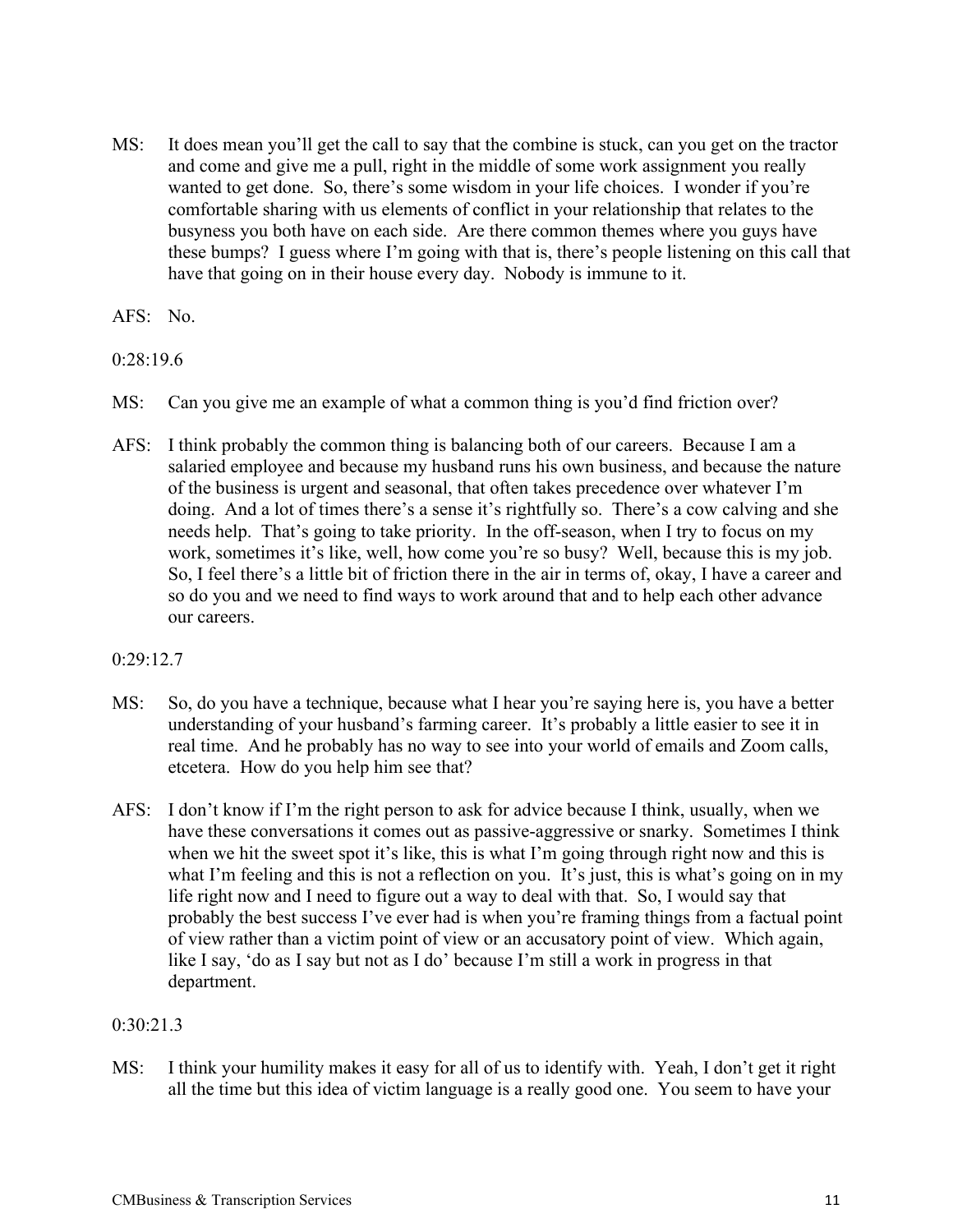MS: It does mean you'll get the call to say that the combine is stuck, can you get on the tractor and come and give me a pull, right in the middle of some work assignment you really wanted to get done. So, there's some wisdom in your life choices. I wonder if you're comfortable sharing with us elements of conflict in your relationship that relates to the busyness you both have on each side. Are there common themes where you guys have these bumps? I guess where I'm going with that is, there's people listening on this call that have that going on in their house every day. Nobody is immune to it.

AFS: No.

0:28:19.6

MS: Can you give me an example of what a common thing is you'd find friction over?

AFS: I think probably the common thing is balancing both of our careers. Because I am a salaried employee and because my husband runs his own business, and because the nature of the business is urgent and seasonal, that often takes precedence over whatever I'm doing. And a lot of times there's a sense it's rightfully so. There's a cow calving and she needs help. That's going to take priority. In the off-season, when I try to focus on my work, sometimes it's like, well, how come you're so busy? Well, because this is my job. So, I feel there's a little bit of friction there in the air in terms of, okay, I have a career and so do you and we need to find ways to work around that and to help each other advance our careers.

0:29:12.7

MS: So, do you have a technique, because what I hear you're saying here is, you have a better understanding of your husband's farming career. It's probably a little easier to see it in real time. And he probably has no way to see into your world of emails and Zoom calls, etcetera. How do you help him see that?

AFS: I don't know if I'm the right person to ask for advice because I think, usually, when we have these conversations it comes out as passive-aggressive or snarky. Sometimes I think when we hit the sweet spot it's like, this is what I'm going through right now and this is what I'm feeling and this is not a reflection on you. It's just, this is what's going on in my life right now and I need to figure out a way to deal with that. So, I would say that probably the best success I've ever had is when you're framing things from a factual point of view rather than a victim point of view or an accusatory point of view. Which again, like I say, 'do as I say but not as I do' because I'm still a work in progress in that department.

0:30:21.3

MS: I think your humility makes it easy for all of us to identify with. Yeah, I don't get it right all the time but this idea of victim language is a really good one. You seem to have your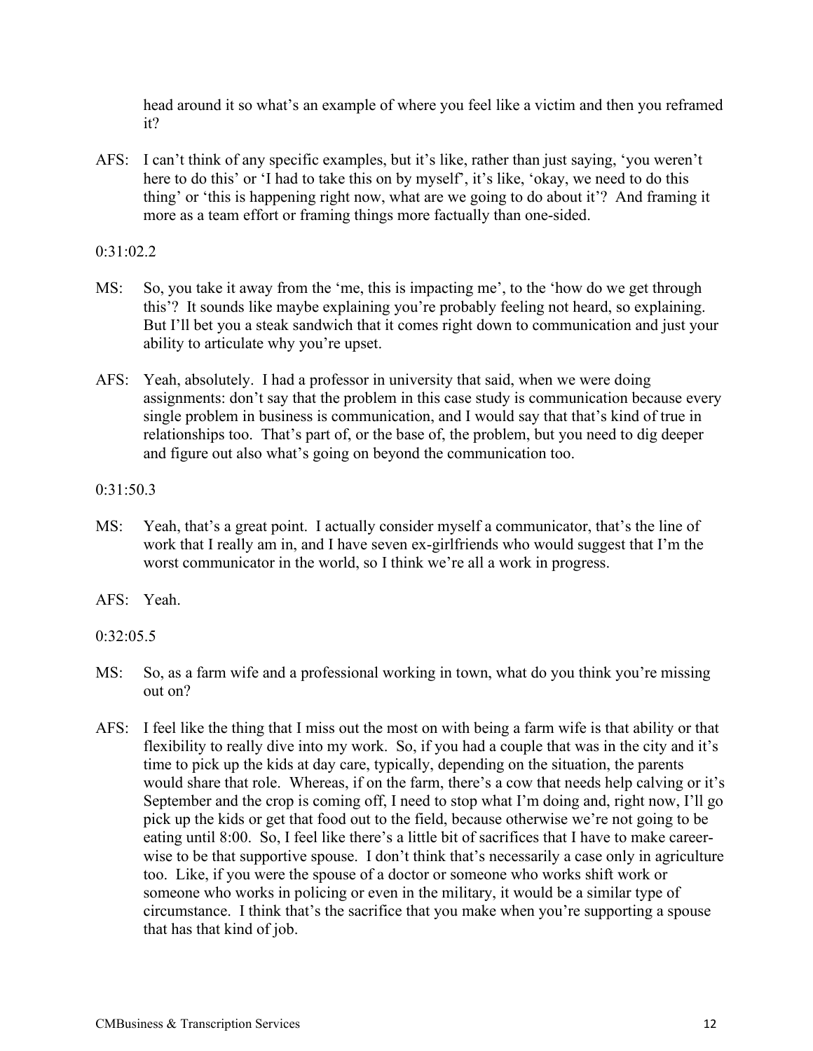head around it so what's an example of where you feel like a victim and then you reframed it?

AFS: I can't think of any specific examples, but it's like, rather than just saying, 'you weren't here to do this' or 'I had to take this on by myself', it's like, 'okay, we need to do this thing' or 'this is happening right now, what are we going to do about it'? And framing it more as a team effort or framing things more factually than one-sided.

0:31:02.2

MS: So, you take it away from the 'me, this is impacting me', to the 'how do we get through this'? It sounds like maybe explaining you're probably feeling not heard, so explaining. But I'll bet you a steak sandwich that it comes right down to communication and just your ability to articulate why you're upset.

AFS: Yeah, absolutely. I had a professor in university that said, when we were doing assignments: don't say that the problem in this case study is communication because every single problem in business is communication, and I would say that that's kind of true in relationships too. That's part of, or the base of, the problem, but you need to dig deeper and figure out also what's going on beyond the communication too.

0:31:50.3

MS: Yeah, that's a great point. I actually consider myself a communicator, that's the line of work that I really am in, and I have seven ex-girlfriends who would suggest that I'm the worst communicator in the world, so I think we're all a work in progress.

AFS: Yeah.

0:32:05.5

MS: So, as a farm wife and a professional working in town, what do you think you're missing out on?

AFS: I feel like the thing that I miss out the most on with being a farm wife is that ability or that flexibility to really dive into my work. So, if you had a couple that was in the city and it's time to pick up the kids at day care, typically, depending on the situation, the parents would share that role. Whereas, if on the farm, there's a cow that needs help calving or it's September and the crop is coming off, I need to stop what I'm doing and, right now, I'll go pick up the kids or get that food out to the field, because otherwise we're not going to be eating until 8:00. So, I feel like there's a little bit of sacrifices that I have to make career-wise to be that supportive spouse. I don't think that's necessarily a case only in agriculture too. Like, if you were the spouse of a doctor or someone who works shift work or someone who works in policing or even in the military, it would be a similar type of circumstance. I think that's the sacrifice that you make when you're supporting a spouse that has that kind of job.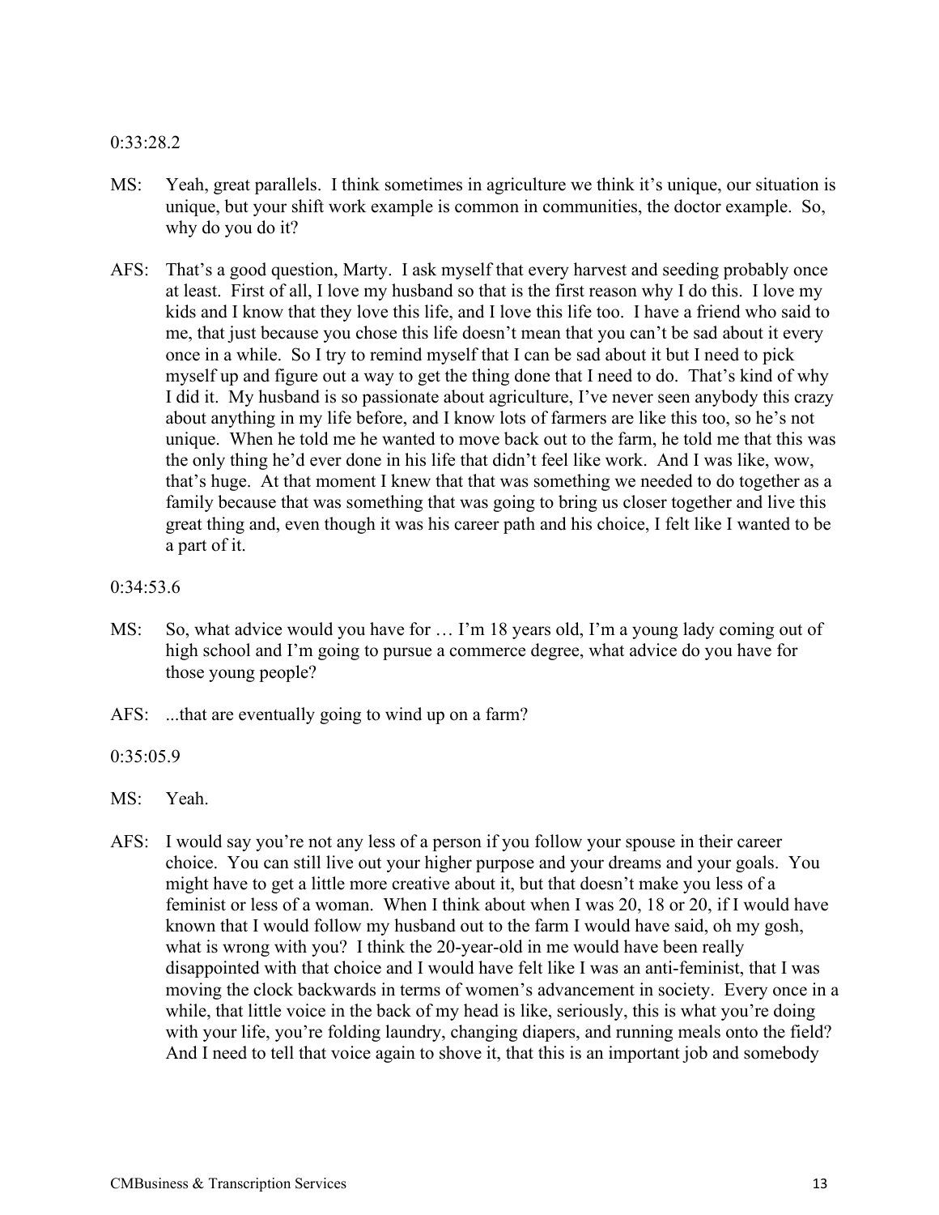0:33:28.2

MS: Yeah, great parallels. I think sometimes in agriculture we think it's unique, our situation is unique, but your shift work example is common in communities, the doctor example. So, why do you do it?

AFS: That's a good question, Marty. I ask myself that every harvest and seeding probably once at least. First of all, I love my husband so that is the first reason why I do this. I love my kids and I know that they love this life, and I love this life too. I have a friend who said to me, that just because you chose this life doesn't mean that you can't be sad about it every once in a while. So I try to remind myself that I can be sad about it but I need to pick myself up and figure out a way to get the thing done that I need to do. That's kind of why I did it. My husband is so passionate about agriculture, I've never seen anybody this crazy about anything in my life before, and I know lots of farmers are like this too, so he's not unique. When he told me he wanted to move back out to the farm, he told me that this was the only thing he'd ever done in his life that didn't feel like work. And I was like, wow, that's huge. At that moment I knew that that was something we needed to do together as a family because that was something that was going to bring us closer together and live this great thing and, even though it was his career path and his choice, I felt like I wanted to be a part of it.

0:34:53.6

MS: So, what advice would you have for … I'm 18 years old, I'm a young lady coming out of high school and I'm going to pursue a commerce degree, what advice do you have for those young people?

AFS: ...that are eventually going to wind up on a farm?

0:35:05.9

MS: Yeah.

AFS: I would say you're not any less of a person if you follow your spouse in their career choice. You can still live out your higher purpose and your dreams and your goals. You might have to get a little more creative about it, but that doesn't make you less of a feminist or less of a woman. When I think about when I was 20, 18 or 20, if I would have known that I would follow my husband out to the farm I would have said, oh my gosh, what is wrong with you? I think the 20-year-old in me would have been really disappointed with that choice and I would have felt like I was an anti-feminist, that I was moving the clock backwards in terms of women's advancement in society. Every once in a while, that little voice in the back of my head is like, seriously, this is what you're doing with your life, you're folding laundry, changing diapers, and running meals onto the field? And I need to tell that voice again to shove it, that this is an important job and somebody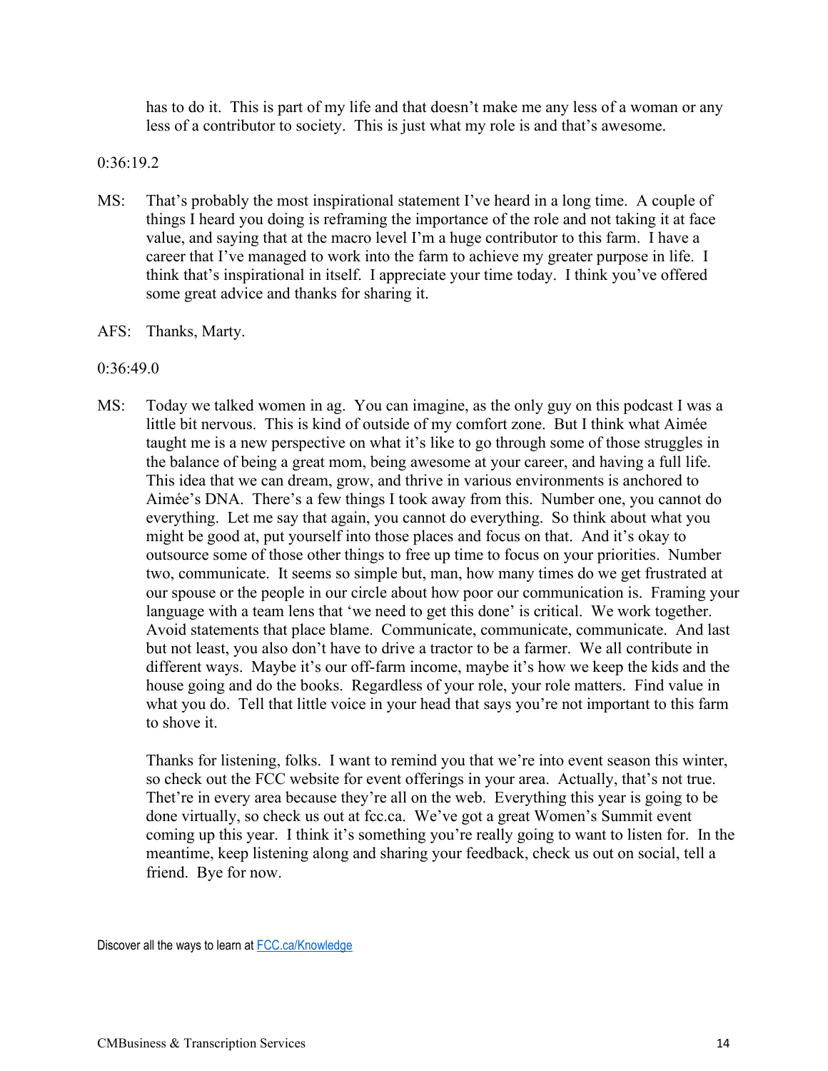has to do it. This is part of my life and that doesn't make me any less of a woman or any less of a contributor to society. This is just what my role is and that's awesome.

0:36:19.2

MS: That's probably the most inspirational statement I've heard in a long time. A couple of things I heard you doing is reframing the importance of the role and not taking it at face value, and saying that at the macro level I'm a huge contributor to this farm. I have a career that I've managed to work into the farm to achieve my greater purpose in life. I think that's inspirational in itself. I appreciate your time today. I think you've offered some great advice and thanks for sharing it.

AFS: Thanks, Marty.

0:36:49.0

MS: Today we talked women in ag. You can imagine, as the only guy on this podcast I was a little bit nervous. This is kind of outside of my comfort zone. But I think what Aimée taught me is a new perspective on what it's like to go through some of those struggles in the balance of being a great mom, being awesome at your career, and having a full life. This idea that we can dream, grow, and thrive in various environments is anchored to Aimée's DNA. There's a few things I took away from this. Number one, you cannot do everything. Let me say that again, you cannot do everything. So think about what you might be good at, put yourself into those places and focus on that. And it's okay to outsource some of those other things to free up time to focus on your priorities. Number two, communicate. It seems so simple but, man, how many times do we get frustrated at our spouse or the people in our circle about how poor our communication is. Framing your language with a team lens that 'we need to get this done' is critical. We work together. Avoid statements that place blame. Communicate, communicate, communicate. And last but not least, you also don't have to drive a tractor to be a farmer. We all contribute in different ways. Maybe it's our off-farm income, maybe it's how we keep the kids and the house going and do the books. Regardless of your role, your role matters. Find value in what you do. Tell that little voice in your head that says you're not important to this farm to shove it.

Thanks for listening, folks. I want to remind you that we're into event season this winter, so check out the FCC website for event offerings in your area. Actually, that's not true. Thet're in every area because they're all on the web. Everything this year is going to be done virtually, so check us out at fcc.ca. We've got a great Women's Summit event coming up this year. I think it's something you're really going to want to listen for. In the meantime, keep listening along and sharing your feedback, check us out on social, tell a friend. Bye for now.

Discover all the ways to learn at [FCC.ca/Knowledge](FCC.ca/Knowledge)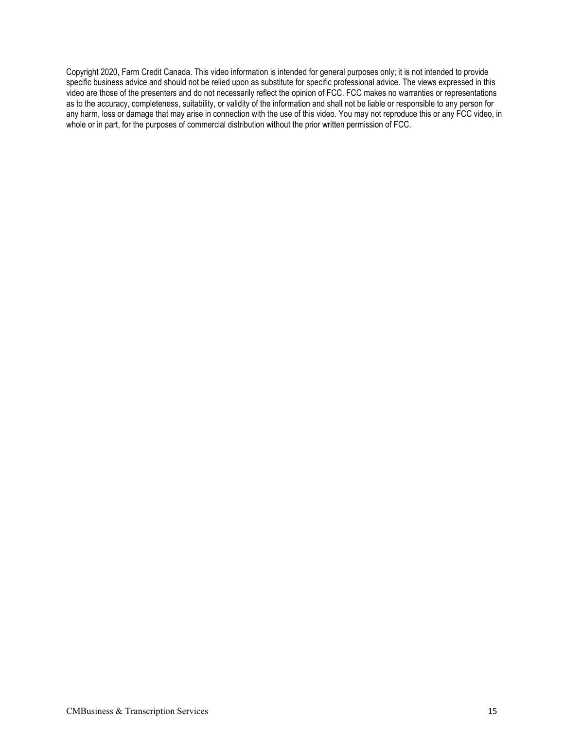Copyright 2020, Farm Credit Canada. This video information is intended for general purposes only; it is not intended to provide specific business advice and should not be relied upon as substitute for specific professional advice. The views expressed in this video are those of the presenters and do not necessarily reflect the opinion of FCC. FCC makes no warranties or representations as to the accuracy, completeness, suitability, or validity of the information and shall not be liable or responsible to any person for any harm, loss or damage that may arise in connection with the use of this video. You may not reproduce this or any FCC video, in whole or in part, for the purposes of commercial distribution without the prior written permission of FCC.